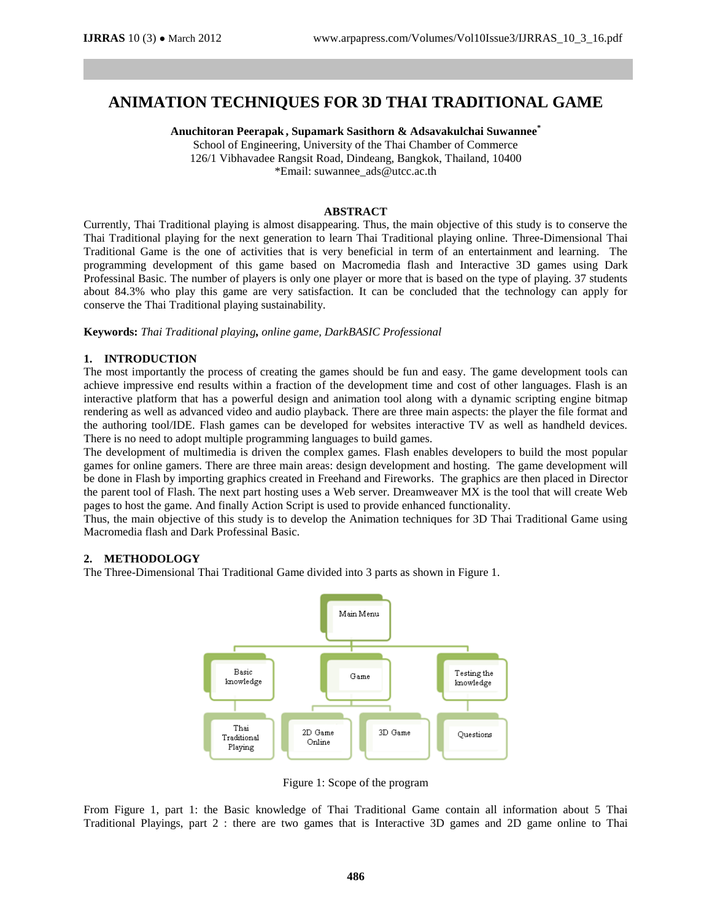# ANIMATION TECHNIQUES FOR 3D THAI TRADITIONAL GAME

**Anuchitoran Peerapak , Supamark Sasithorn & Adsavakulchai Suwannee[*]**

School of Engineering, University of the Thai Chamber of Commerce
126/1 Vibhavadee Rangsit Road, Dindeang, Bangkok, Thailand, 10400
*Email: suwannee_ads@utcc.ac.th

## ABSTRACT

Currently, Thai Traditional playing is almost disappearing. Thus, the main objective of this study is to conserve the Thai Traditional playing for the next generation to learn Thai Traditional playing online. Three-Dimensional Thai Traditional Game is the one of activities that is very beneficial in term of an entertainment and learning. The programming development of this game based on Macromedia flash and Interactive 3D games using Dark Professinal Basic. The number of players is only one player or more that is based on the type of playing. 37 students about 84.3% who play this game are very satisfaction. It can be concluded that the technology can apply for conserve the Thai Traditional playing sustainability.

**Keywords:** *Thai Traditional playing***,** *online game, DarkBASIC Professional*

## 1. INTRODUCTION

The most importantly the process of creating the games should be fun and easy. The game development tools can achieve impressive end results within a fraction of the development time and cost of other languages. Flash is an interactive platform that has a powerful design and animation tool along with a dynamic scripting engine bitmap rendering as well as advanced video and audio playback. There are three main aspects: the player the file format and the authoring tool/IDE. Flash games can be developed for websites interactive TV as well as handheld devices. There is no need to adopt multiple programming languages to build games.

The development of multimedia is driven the complex games. Flash enables developers to build the most popular games for online gamers. There are three main areas: design development and hosting. The game development will be done in Flash by importing graphics created in Freehand and Fireworks. The graphics are then placed in Director the parent tool of Flash. The next part hosting uses a Web server. Dreamweaver MX is the tool that will create Web pages to host the game. And finally Action Script is used to provide enhanced functionality.

Thus, the main objective of this study is to develop the Animation techniques for 3D Thai Traditional Game using Macromedia flash and Dark Professinal Basic.

## 2. METHODOLOGY

The Three-Dimensional Thai Traditional Game divided into 3 parts as shown in Figure 1.

Main Menu
- Basic knowledge
  - Thai Traditional Playing
- Game
  - 2D Game Online
  - 3D Game
- Testing the knowledge
  - Questions

Figure 1: Scope of the program

From Figure 1, part 1: the Basic knowledge of Thai Traditional Game contain all information about 5 Thai Traditional Playings, part 2 : there are two games that is Interactive 3D games and 2D game online to Thai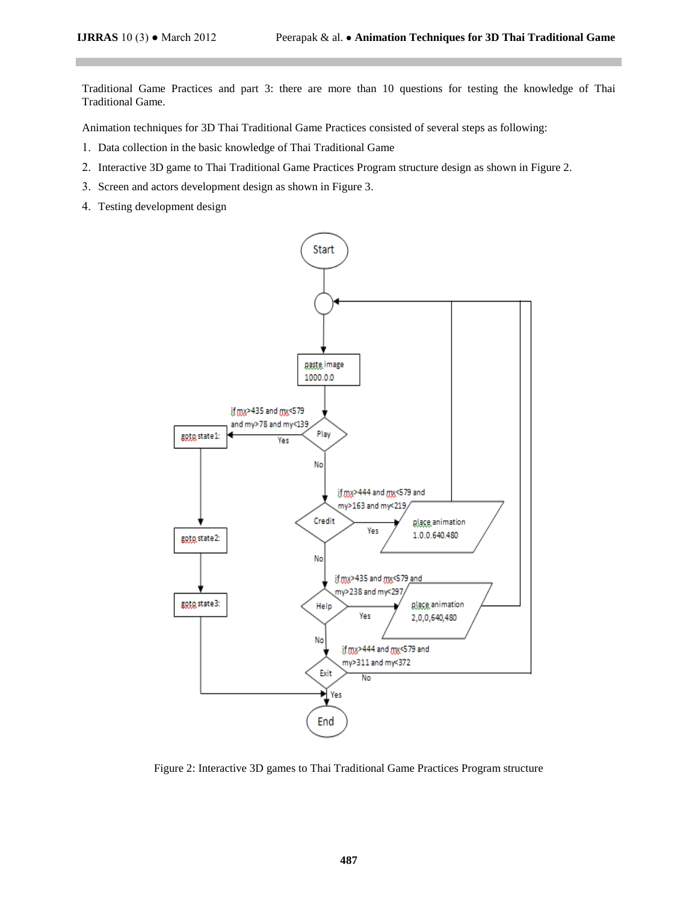Traditional Game Practices and part 3: there are more than 10 questions for testing the knowledge of Thai Traditional Game.

Animation techniques for 3D Thai Traditional Game Practices consisted of several steps as following:

1. Data collection in the basic knowledge of Thai Traditional Game
2. Interactive 3D game to Thai Traditional Game Practices Program structure design as shown in Figure 2.
3. Screen and actors development design as shown in Figure 3.
4. Testing development design

Figure 2: Interactive 3D games to Thai Traditional Game Practices Program structure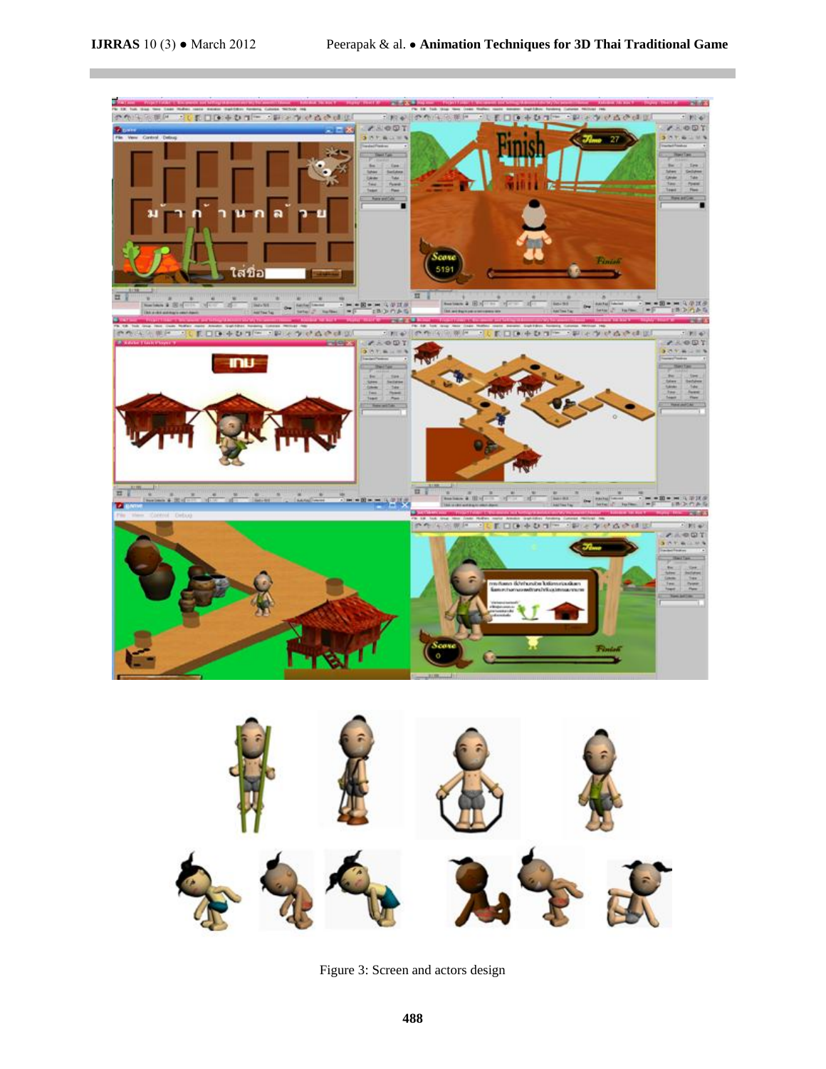Figure 3: Screen and actors design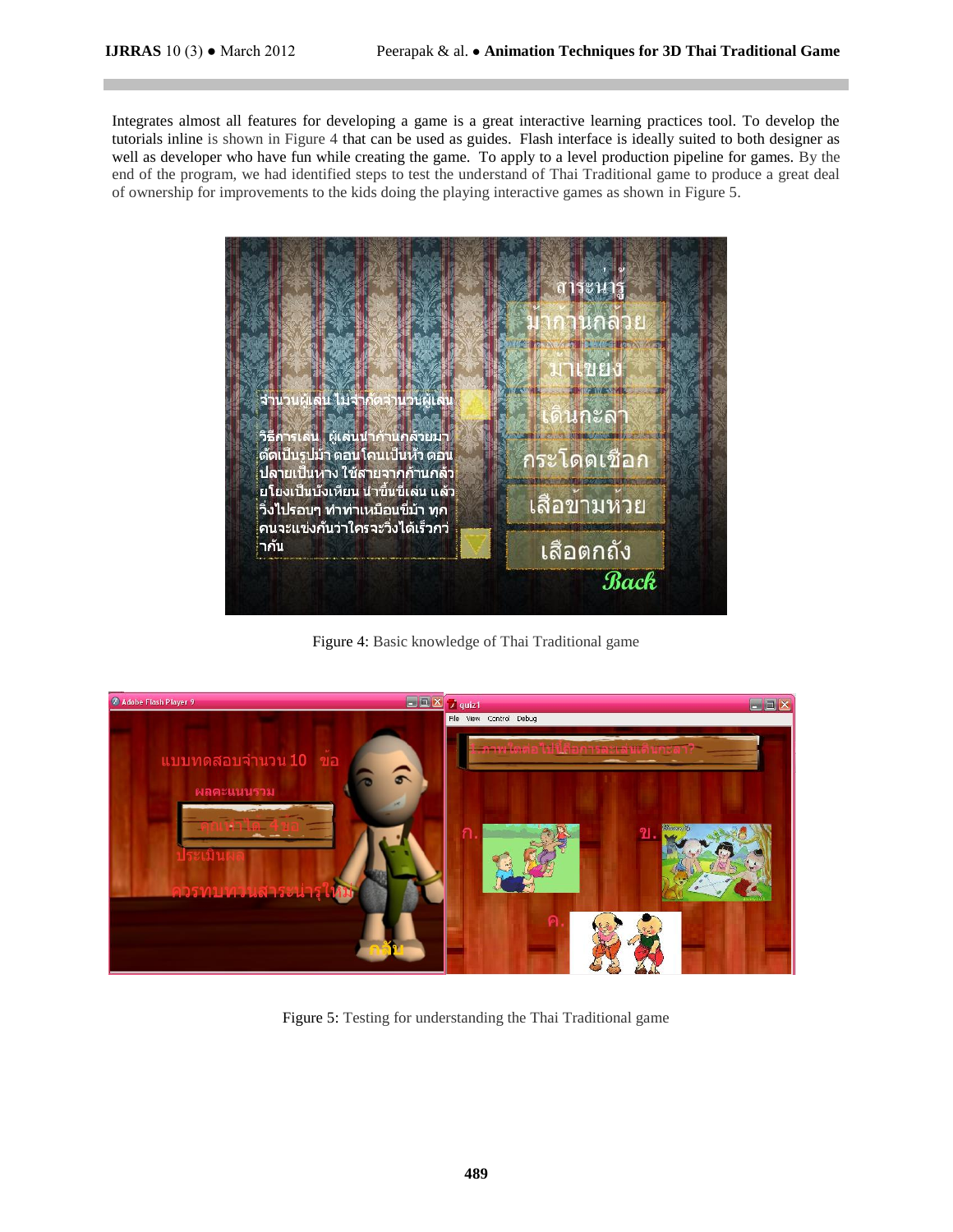Integrates almost all features for developing a game is a great interactive learning practices tool. To develop the tutorials inline is shown in Figure 4 that can be used as guides. Flash interface is ideally suited to both designer as well as developer who have fun while creating the game. To apply to a level production pipeline for games. By the end of the program, we had identified steps to test the understand of Thai Traditional game to produce a great deal of ownership for improvements to the kids doing the playing interactive games as shown in Figure 5.

Figure 4: Basic knowledge of Thai Traditional game

Figure 5: Testing for understanding the Thai Traditional game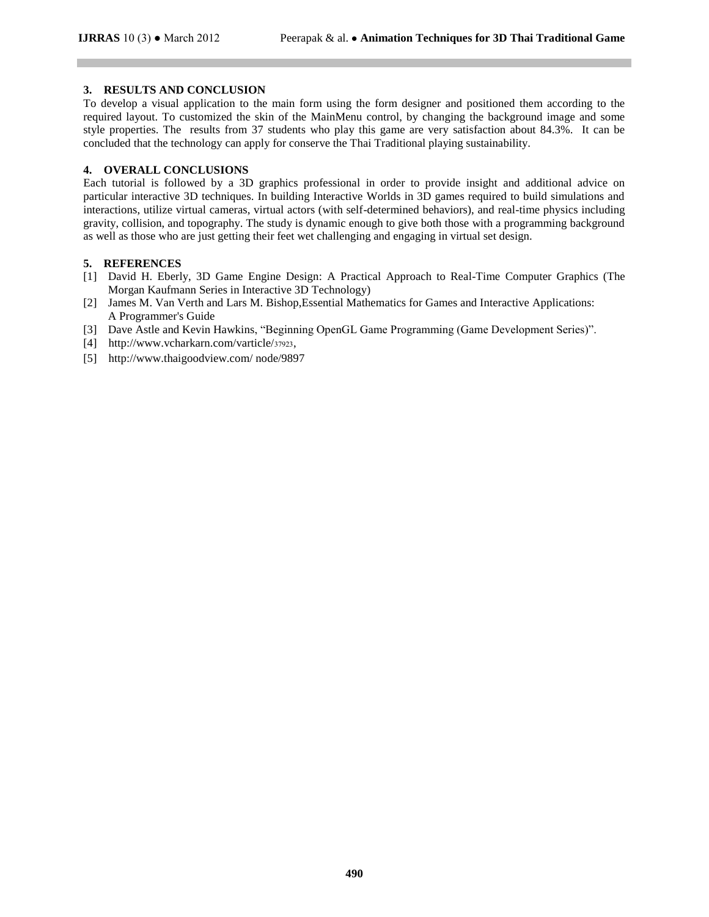## 3. RESULTS AND CONCLUSION

To develop a visual application to the main form using the form designer and positioned them according to the required layout. To customized the skin of the MainMenu control, by changing the background image and some style properties. The results from 37 students who play this game are very satisfaction about 84.3%. It can be concluded that the technology can apply for conserve the Thai Traditional playing sustainability.

## 4. OVERALL CONCLUSIONS

Each tutorial is followed by a 3D graphics professional in order to provide insight and additional advice on particular interactive 3D techniques. In building Interactive Worlds in 3D games required to build simulations and interactions, utilize virtual cameras, virtual actors (with self-determined behaviors), and real-time physics including gravity, collision, and topography. The study is dynamic enough to give both those with a programming background as well as those who are just getting their feet wet challenging and engaging in virtual set design.

## 5. REFERENCES

[1] David H. Eberly, 3D Game Engine Design: A Practical Approach to Real-Time Computer Graphics (The Morgan Kaufmann Series in Interactive 3D Technology)

[2] James M. Van Verth and Lars M. Bishop,Essential Mathematics for Games and Interactive Applications: A Programmer's Guide

[3] Dave Astle and Kevin Hawkins, "Beginning OpenGL Game Programming (Game Development Series)".

[4] http://www.vcharkarn.com/varticle/37923,

[5] http://www.thaigoodview.com/ node/9897